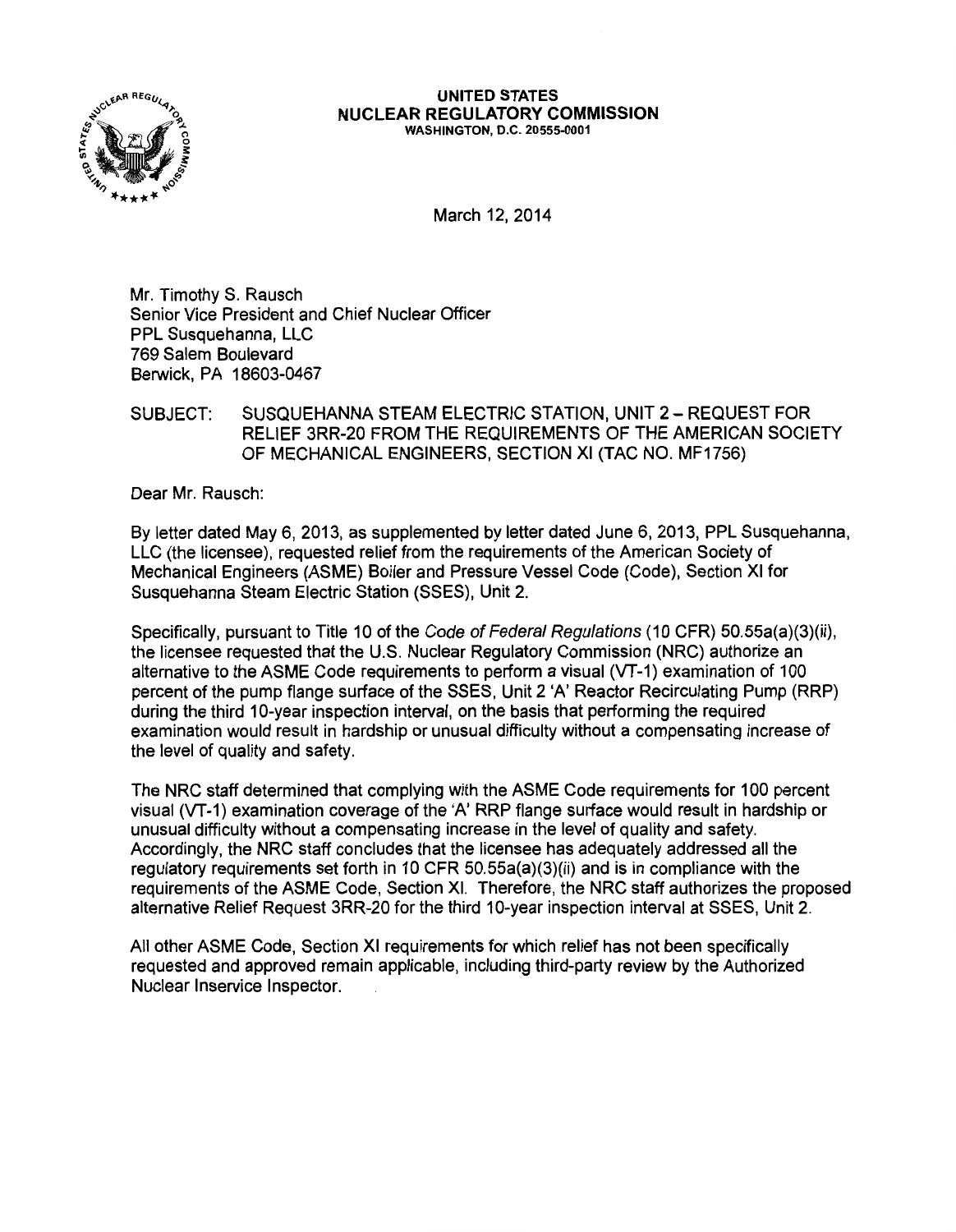**UNITED STATES**
**NUCLEAR REGULATORY COMMISSION**
WASHINGTON, D.C. 20555-0001

March 12, 2014

Mr. Timothy S. Rausch
Senior Vice President and Chief Nuclear Officer
PPL Susquehanna, LLC
769 Salem Boulevard
Berwick, PA 18603-0467

SUBJECT: SUSQUEHANNA STEAM ELECTRIC STATION, UNIT 2 – REQUEST FOR RELIEF 3RR-20 FROM THE REQUIREMENTS OF THE AMERICAN SOCIETY OF MECHANICAL ENGINEERS, SECTION XI (TAC NO. MF1756)

Dear Mr. Rausch:

By letter dated May 6, 2013, as supplemented by letter dated June 6, 2013, PPL Susquehanna, LLC (the licensee), requested relief from the requirements of the American Society of Mechanical Engineers (ASME) Boiler and Pressure Vessel Code (Code), Section XI for Susquehanna Steam Electric Station (SSES), Unit 2.

Specifically, pursuant to Title 10 of the *Code of Federal Regulations* (10 CFR) 50.55a(a)(3)(ii), the licensee requested that the U.S. Nuclear Regulatory Commission (NRC) authorize an alternative to the ASME Code requirements to perform a visual (VT-1) examination of 100 percent of the pump flange surface of the SSES, Unit 2 'A' Reactor Recirculating Pump (RRP) during the third 10-year inspection interval, on the basis that performing the required examination would result in hardship or unusual difficulty without a compensating increase of the level of quality and safety.

The NRC staff determined that complying with the ASME Code requirements for 100 percent visual (VT-1) examination coverage of the 'A' RRP flange surface would result in hardship or unusual difficulty without a compensating increase in the level of quality and safety. Accordingly, the NRC staff concludes that the licensee has adequately addressed all the regulatory requirements set forth in 10 CFR 50.55a(a)(3)(ii) and is in compliance with the requirements of the ASME Code, Section XI. Therefore, the NRC staff authorizes the proposed alternative Relief Request 3RR-20 for the third 10-year inspection interval at SSES, Unit 2.

All other ASME Code, Section XI requirements for which relief has not been specifically requested and approved remain applicable, including third-party review by the Authorized Nuclear Inservice Inspector.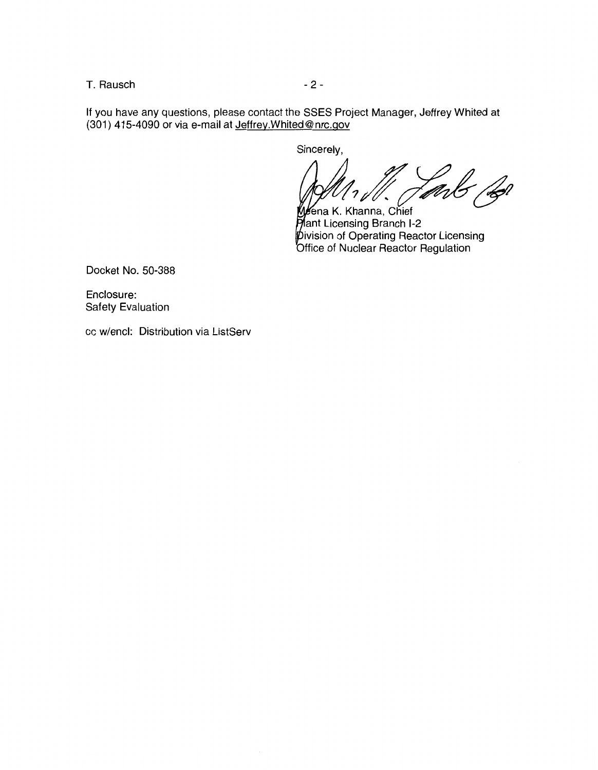T. Rausch

If you have any questions, please contact the SSES Project Manager, Jeffrey Whited at (301) 415-4090 or via e-mail at Jeffrey.Whited@nrc.gov

Sincerely,

Meena K. Khanna, Chief
Plant Licensing Branch I-2
Division of Operating Reactor Licensing
Office of Nuclear Reactor Regulation

Docket No. 50-388

Enclosure:
Safety Evaluation

cc w/encl: Distribution via ListServ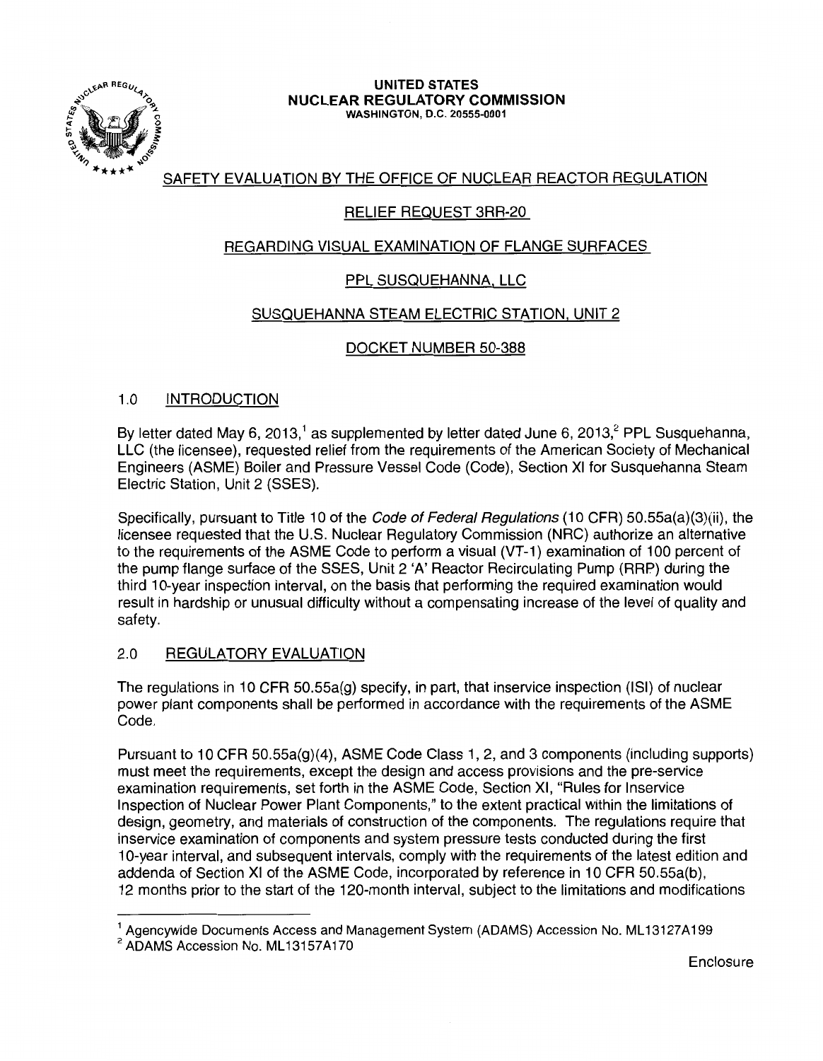UNITED STATES
**NUCLEAR REGULATORY COMMISSION**
WASHINGTON, D.C. 20555-0001

SAFETY EVALUATION BY THE OFFICE OF NUCLEAR REACTOR REGULATION

RELIEF REQUEST 3RR-20

REGARDING VISUAL EXAMINATION OF FLANGE SURFACES

PPL SUSQUEHANNA, LLC

SUSQUEHANNA STEAM ELECTRIC STATION, UNIT 2

DOCKET NUMBER 50-388

## 1.0 INTRODUCTION

By letter dated May 6, 2013,[1] as supplemented by letter dated June 6, 2013,[2] PPL Susquehanna, LLC (the licensee), requested relief from the requirements of the American Society of Mechanical Engineers (ASME) Boiler and Pressure Vessel Code (Code), Section XI for Susquehanna Steam Electric Station, Unit 2 (SSES).

Specifically, pursuant to Title 10 of the *Code of Federal Regulations* (10 CFR) 50.55a(a)(3)(ii), the licensee requested that the U.S. Nuclear Regulatory Commission (NRC) authorize an alternative to the requirements of the ASME Code to perform a visual (VT-1) examination of 100 percent of the pump flange surface of the SSES, Unit 2 'A' Reactor Recirculating Pump (RRP) during the third 10-year inspection interval, on the basis that performing the required examination would result in hardship or unusual difficulty without a compensating increase of the level of quality and safety.

## 2.0 REGULATORY EVALUATION

The regulations in 10 CFR 50.55a(g) specify, in part, that inservice inspection (ISI) of nuclear power plant components shall be performed in accordance with the requirements of the ASME Code.

Pursuant to 10 CFR 50.55a(g)(4), ASME Code Class 1, 2, and 3 components (including supports) must meet the requirements, except the design and access provisions and the pre-service examination requirements, set forth in the ASME Code, Section XI, "Rules for Inservice Inspection of Nuclear Power Plant Components," to the extent practical within the limitations of design, geometry, and materials of construction of the components. The regulations require that inservice examination of components and system pressure tests conducted during the first 10-year interval, and subsequent intervals, comply with the requirements of the latest edition and addenda of Section XI of the ASME Code, incorporated by reference in 10 CFR 50.55a(b), 12 months prior to the start of the 120-month interval, subject to the limitations and modifications

---

[1] Agencywide Documents Access and Management System (ADAMS) Accession No. ML13127A199
[2] ADAMS Accession No. ML13157A170

Enclosure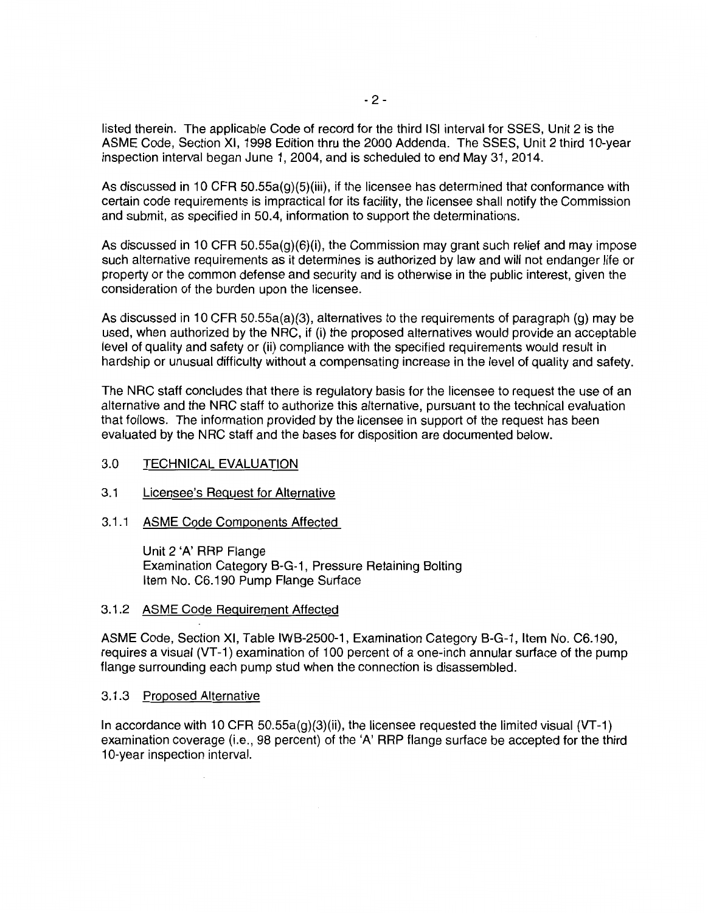listed therein. The applicable Code of record for the third ISI interval for SSES, Unit 2 is the ASME Code, Section XI, 1998 Edition thru the 2000 Addenda. The SSES, Unit 2 third 10-year inspection interval began June 1, 2004, and is scheduled to end May 31, 2014.

As discussed in 10 CFR 50.55a(g)(5)(iii), if the licensee has determined that conformance with certain code requirements is impractical for its facility, the licensee shall notify the Commission and submit, as specified in 50.4, information to support the determinations.

As discussed in 10 CFR 50.55a(g)(6)(i), the Commission may grant such relief and may impose such alternative requirements as it determines is authorized by law and will not endanger life or property or the common defense and security and is otherwise in the public interest, given the consideration of the burden upon the licensee.

As discussed in 10 CFR 50.55a(a)(3), alternatives to the requirements of paragraph (g) may be used, when authorized by the NRC, if (i) the proposed alternatives would provide an acceptable level of quality and safety or (ii) compliance with the specified requirements would result in hardship or unusual difficulty without a compensating increase in the level of quality and safety.

The NRC staff concludes that there is regulatory basis for the licensee to request the use of an alternative and the NRC staff to authorize this alternative, pursuant to the technical evaluation that follows. The information provided by the licensee in support of the request has been evaluated by the NRC staff and the bases for disposition are documented below.

## 3.0 TECHNICAL EVALUATION

### 3.1 Licensee's Request for Alternative

#### 3.1.1 ASME Code Components Affected

Unit 2 'A' RRP Flange
Examination Category B-G-1, Pressure Retaining Bolting
Item No. C6.190 Pump Flange Surface

#### 3.1.2 ASME Code Requirement Affected

ASME Code, Section XI, Table IWB-2500-1, Examination Category B-G-1, Item No. C6.190, requires a visual (VT-1) examination of 100 percent of a one-inch annular surface of the pump flange surrounding each pump stud when the connection is disassembled.

#### 3.1.3 Proposed Alternative

In accordance with 10 CFR 50.55a(g)(3)(ii), the licensee requested the limited visual (VT-1) examination coverage (i.e., 98 percent) of the 'A' RRP flange surface be accepted for the third 10-year inspection interval.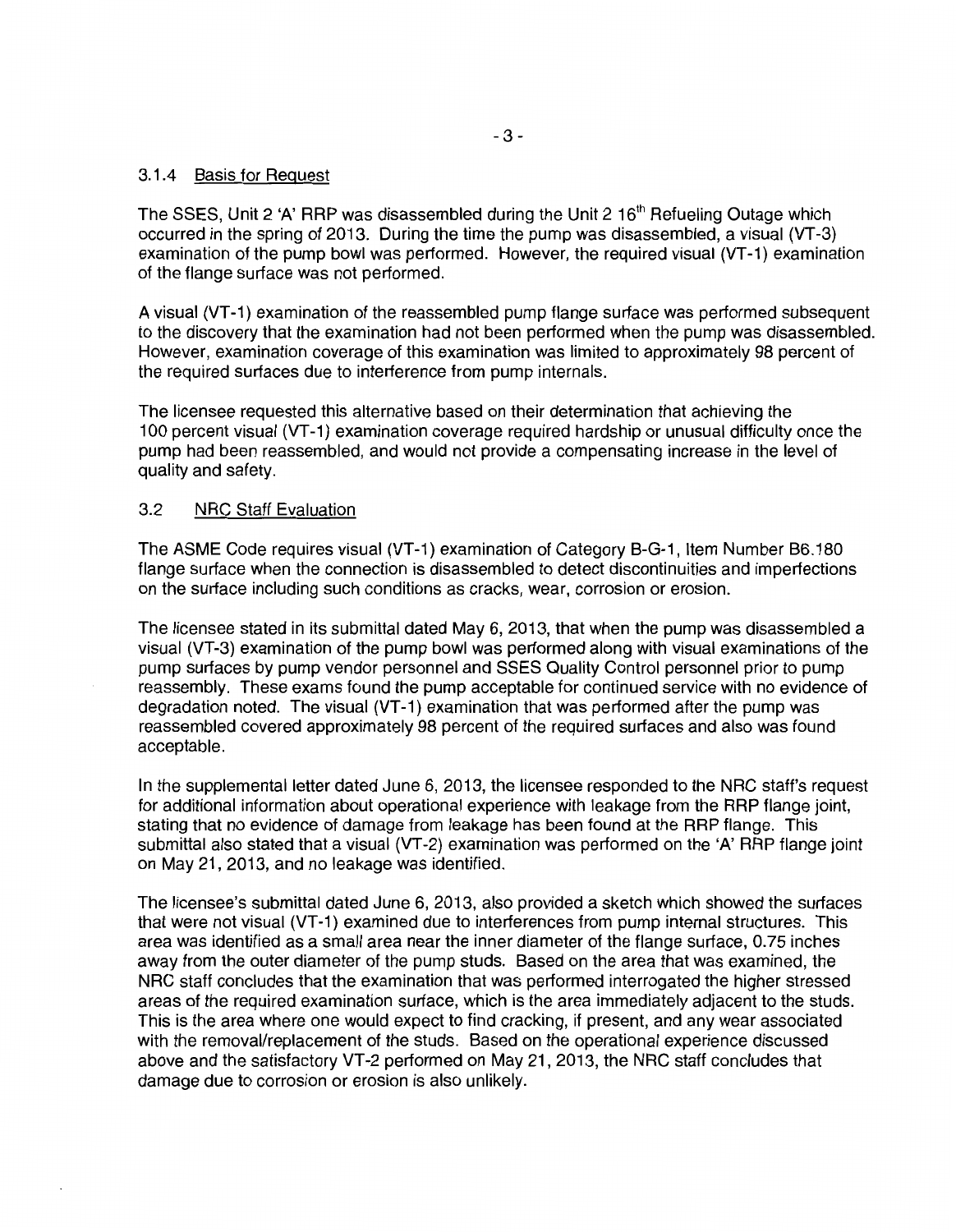### 3.1.4 Basis for Request

The SSES, Unit 2 'A' RRP was disassembled during the Unit 2 16th Refueling Outage which occurred in the spring of 2013. During the time the pump was disassembled, a visual (VT-3) examination of the pump bowl was performed. However, the required visual (VT-1) examination of the flange surface was not performed.

A visual (VT-1) examination of the reassembled pump flange surface was performed subsequent to the discovery that the examination had not been performed when the pump was disassembled. However, examination coverage of this examination was limited to approximately 98 percent of the required surfaces due to interference from pump internals.

The licensee requested this alternative based on their determination that achieving the 100 percent visual (VT-1) examination coverage required hardship or unusual difficulty once the pump had been reassembled, and would not provide a compensating increase in the level of quality and safety.

## 3.2 NRC Staff Evaluation

The ASME Code requires visual (VT-1) examination of Category B-G-1, Item Number B6.180 flange surface when the connection is disassembled to detect discontinuities and imperfections on the surface including such conditions as cracks, wear, corrosion or erosion.

The licensee stated in its submittal dated May 6, 2013, that when the pump was disassembled a visual (VT-3) examination of the pump bowl was performed along with visual examinations of the pump surfaces by pump vendor personnel and SSES Quality Control personnel prior to pump reassembly. These exams found the pump acceptable for continued service with no evidence of degradation noted. The visual (VT-1) examination that was performed after the pump was reassembled covered approximately 98 percent of the required surfaces and also was found acceptable.

In the supplemental letter dated June 6, 2013, the licensee responded to the NRC staff's request for additional information about operational experience with leakage from the RRP flange joint, stating that no evidence of damage from leakage has been found at the RRP flange. This submittal also stated that a visual (VT-2) examination was performed on the 'A' RRP flange joint on May 21, 2013, and no leakage was identified.

The licensee's submittal dated June 6, 2013, also provided a sketch which showed the surfaces that were not visual (VT-1) examined due to interferences from pump internal structures. This area was identified as a small area near the inner diameter of the flange surface, 0.75 inches away from the outer diameter of the pump studs. Based on the area that was examined, the NRC staff concludes that the examination that was performed interrogated the higher stressed areas of the required examination surface, which is the area immediately adjacent to the studs. This is the area where one would expect to find cracking, if present, and any wear associated with the removal/replacement of the studs. Based on the operational experience discussed above and the satisfactory VT-2 performed on May 21, 2013, the NRC staff concludes that damage due to corrosion or erosion is also unlikely.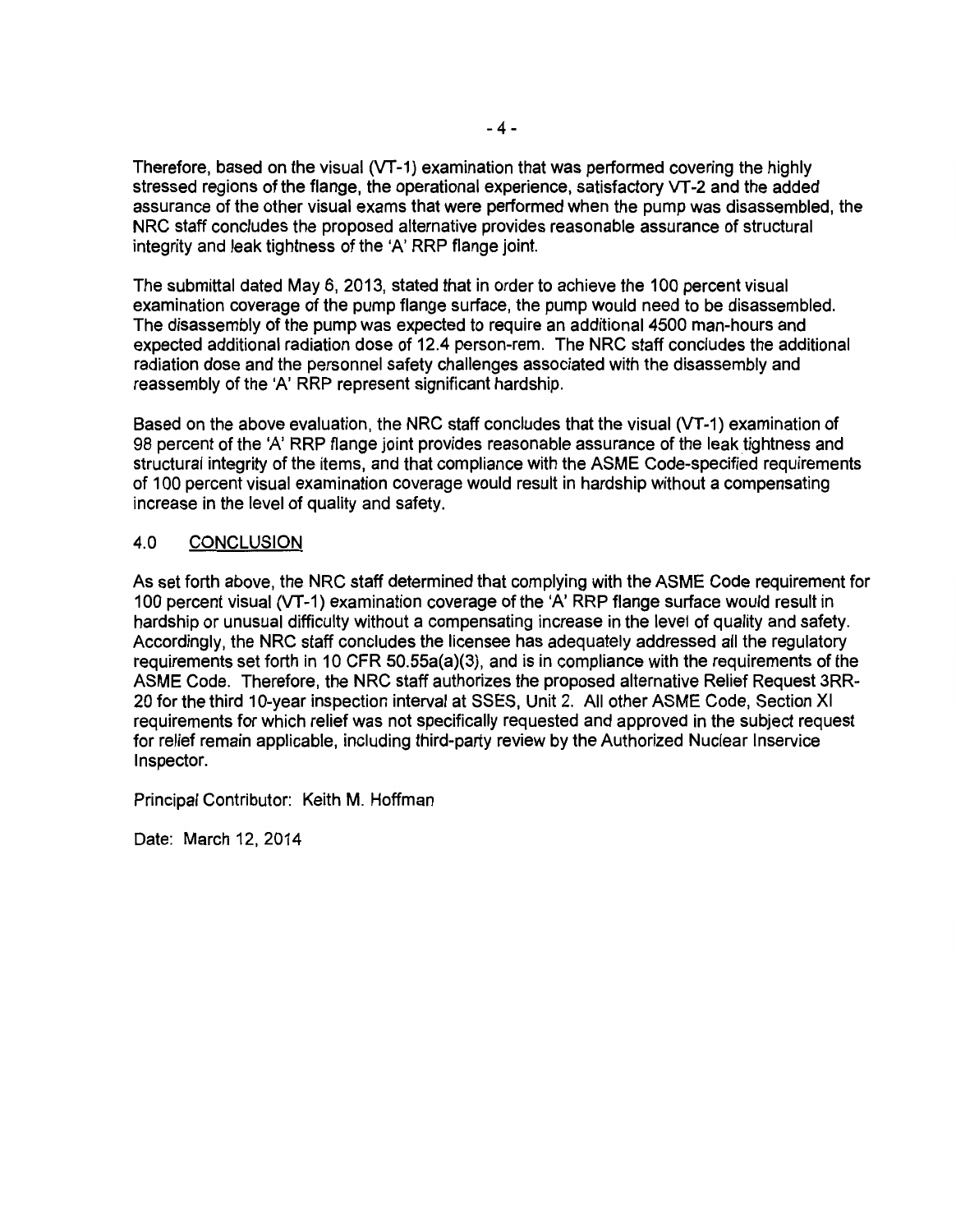Therefore, based on the visual (VT-1) examination that was performed covering the highly stressed regions of the flange, the operational experience, satisfactory VT-2 and the added assurance of the other visual exams that were performed when the pump was disassembled, the NRC staff concludes the proposed alternative provides reasonable assurance of structural integrity and leak tightness of the 'A' RRP flange joint.

The submittal dated May 6, 2013, stated that in order to achieve the 100 percent visual examination coverage of the pump flange surface, the pump would need to be disassembled. The disassembly of the pump was expected to require an additional 4500 man-hours and expected additional radiation dose of 12.4 person-rem. The NRC staff concludes the additional radiation dose and the personnel safety challenges associated with the disassembly and reassembly of the 'A' RRP represent significant hardship.

Based on the above evaluation, the NRC staff concludes that the visual (VT-1) examination of 98 percent of the 'A' RRP flange joint provides reasonable assurance of the leak tightness and structural integrity of the items, and that compliance with the ASME Code-specified requirements of 100 percent visual examination coverage would result in hardship without a compensating increase in the level of quality and safety.

## 4.0 CONCLUSION

As set forth above, the NRC staff determined that complying with the ASME Code requirement for 100 percent visual (VT-1) examination coverage of the 'A' RRP flange surface would result in hardship or unusual difficulty without a compensating increase in the level of quality and safety. Accordingly, the NRC staff concludes the licensee has adequately addressed all the regulatory requirements set forth in 10 CFR 50.55a(a)(3), and is in compliance with the requirements of the ASME Code. Therefore, the NRC staff authorizes the proposed alternative Relief Request 3RR-20 for the third 10-year inspection interval at SSES, Unit 2. All other ASME Code, Section XI requirements for which relief was not specifically requested and approved in the subject request for relief remain applicable, including third-party review by the Authorized Nuclear Inservice Inspector.

Principal Contributor: Keith M. Hoffman

Date: March 12, 2014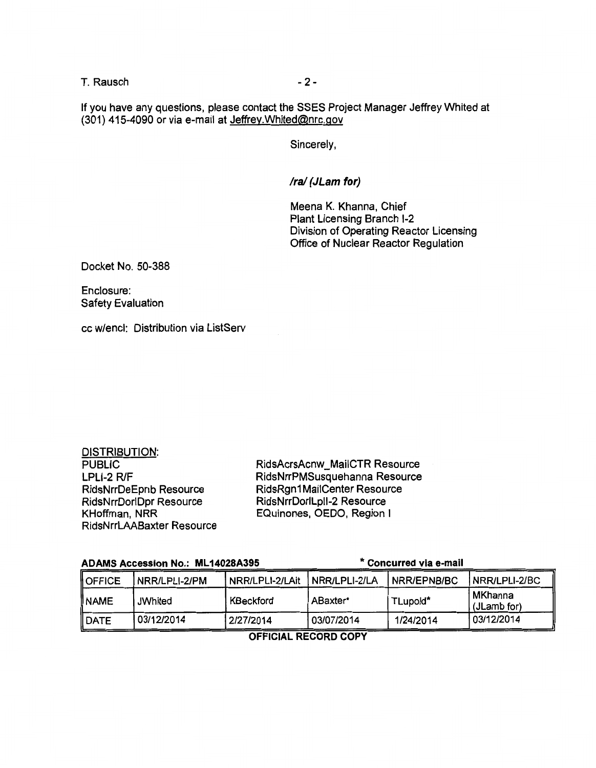If you have any questions, please contact the SSES Project Manager Jeffrey Whited at (301) 415-4090 or via e-mail at Jeffrey.Whited@nrc.gov

Sincerely,

***/ra/ (JLam for)***

Meena K. Khanna, Chief
Plant Licensing Branch I-2
Division of Operating Reactor Licensing
Office of Nuclear Reactor Regulation

Docket No. 50-388

Enclosure:
Safety Evaluation

cc w/encl: Distribution via ListServ

DISTRIBUTION:
PUBLIC
LPLI-2 R/F
RidsNrrDeEpnb Resource
RidsNrrDorlDpr Resource
KHoffman, NRR
RidsNrrLAABaxter Resource
RidsAcrsAcnw_MailCTR Resource
RidsNrrPMSusquehanna Resource
RidsRgn1MailCenter Resource
RidsNrrDorlLpll-2 Resource
EQuinones, OEDO, Region I

**ADAMS Accession No.: ML14028A395** **\* Concurred via e-mail**

| OFFICE | NRR/LPLI-2/PM | NRR/LPLI-2/LAit | NRR/LPLI-2/LA | NRR/EPNB/BC | NRR/LPLI-2/BC |
|---|---|---|---|---|---|
| NAME | JWhited | KBeckford | ABaxter* | TLupold* | MKhanna (JLamb for) |
| DATE | 03/12/2014 | 2/27/2014 | 03/07/2014 | 1/24/2014 | 03/12/2014 |

**OFFICIAL RECORD COPY**